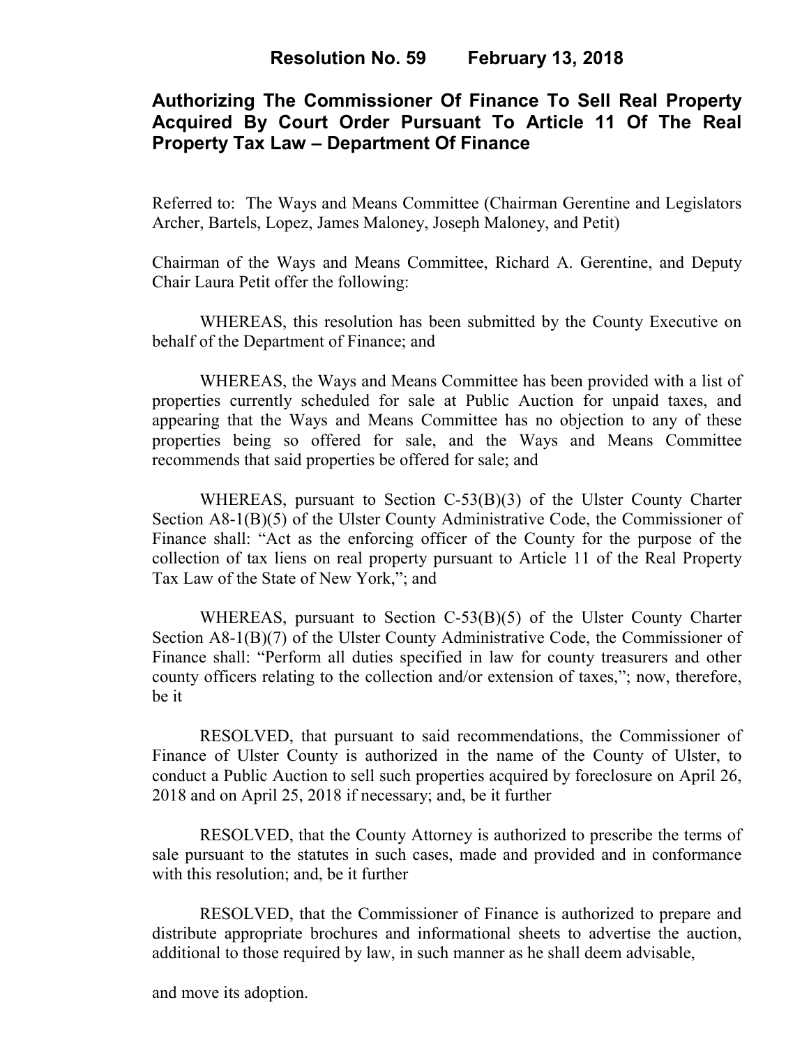# Resolution No. 59 February 13, 2018

## Authorizing The Commissioner Of Finance To Sell Real Property Acquired By Court Order Pursuant To Article 11 Of The Real Property Tax Law – Department Of Finance

Referred to: The Ways and Means Committee (Chairman Gerentine and Legislators Archer, Bartels, Lopez, James Maloney, Joseph Maloney, and Petit)

Chairman of the Ways and Means Committee, Richard A. Gerentine, and Deputy Chair Laura Petit offer the following:

WHEREAS, this resolution has been submitted by the County Executive on behalf of the Department of Finance; and

WHEREAS, the Ways and Means Committee has been provided with a list of properties currently scheduled for sale at Public Auction for unpaid taxes, and appearing that the Ways and Means Committee has no objection to any of these properties being so offered for sale, and the Ways and Means Committee recommends that said properties be offered for sale; and

WHEREAS, pursuant to Section C-53(B)(3) of the Ulster County Charter Section A8-1(B)(5) of the Ulster County Administrative Code, the Commissioner of Finance shall: "Act as the enforcing officer of the County for the purpose of the collection of tax liens on real property pursuant to Article 11 of the Real Property Tax Law of the State of New York,"; and

WHEREAS, pursuant to Section C-53(B)(5) of the Ulster County Charter Section A8-1(B)(7) of the Ulster County Administrative Code, the Commissioner of Finance shall: "Perform all duties specified in law for county treasurers and other county officers relating to the collection and/or extension of taxes,"; now, therefore, be it

RESOLVED, that pursuant to said recommendations, the Commissioner of Finance of Ulster County is authorized in the name of the County of Ulster, to conduct a Public Auction to sell such properties acquired by foreclosure on April 26, 2018 and on April 25, 2018 if necessary; and, be it further

RESOLVED, that the County Attorney is authorized to prescribe the terms of sale pursuant to the statutes in such cases, made and provided and in conformance with this resolution; and, be it further

RESOLVED, that the Commissioner of Finance is authorized to prepare and distribute appropriate brochures and informational sheets to advertise the auction, additional to those required by law, in such manner as he shall deem advisable,

and move its adoption.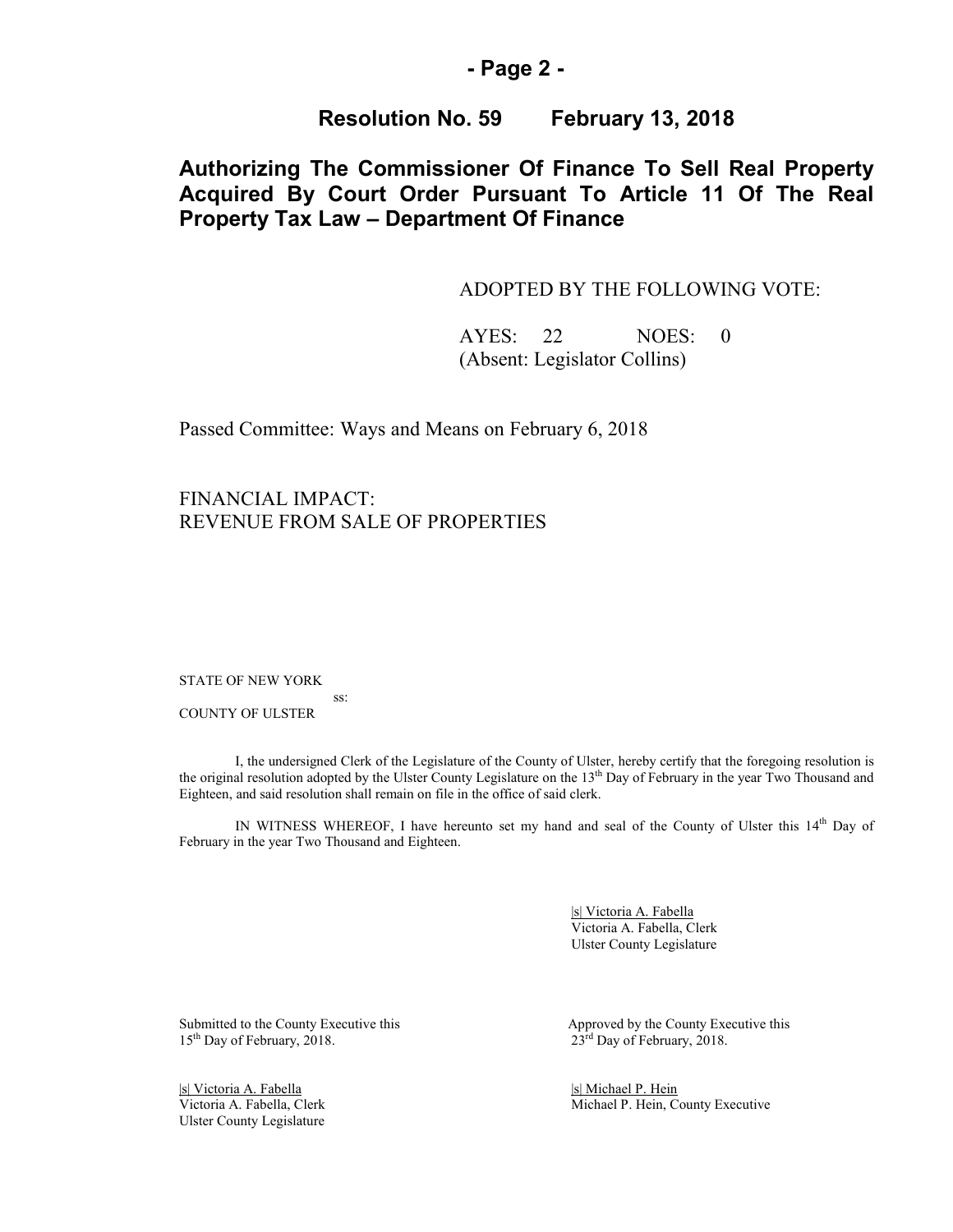## Resolution No. 59 February 13, 2018

### Authorizing The Commissioner Of Finance To Sell Real Property Acquired By Court Order Pursuant To Article 11 Of The Real Property Tax Law – Department Of Finance

ADOPTED BY THE FOLLOWING VOTE:

AYES: 22 NOES: 0
(Absent: Legislator Collins)

Passed Committee: Ways and Means on February 6, 2018

FINANCIAL IMPACT:
REVENUE FROM SALE OF PROPERTIES

STATE OF NEW YORK
ss:
COUNTY OF ULSTER

I, the undersigned Clerk of the Legislature of the County of Ulster, hereby certify that the foregoing resolution is the original resolution adopted by the Ulster County Legislature on the 13th Day of February in the year Two Thousand and Eighteen, and said resolution shall remain on file in the office of said clerk.

IN WITNESS WHEREOF, I have hereunto set my hand and seal of the County of Ulster this 14th Day of February in the year Two Thousand and Eighteen.

|s| Victoria A. Fabella
Victoria A. Fabella, Clerk
Ulster County Legislature

Submitted to the County Executive this 15th Day of February, 2018.

|s| Victoria A. Fabella
Victoria A. Fabella, Clerk
Ulster County Legislature

Approved by the County Executive this 23rd Day of February, 2018.

|s| Michael P. Hein
Michael P. Hein, County Executive